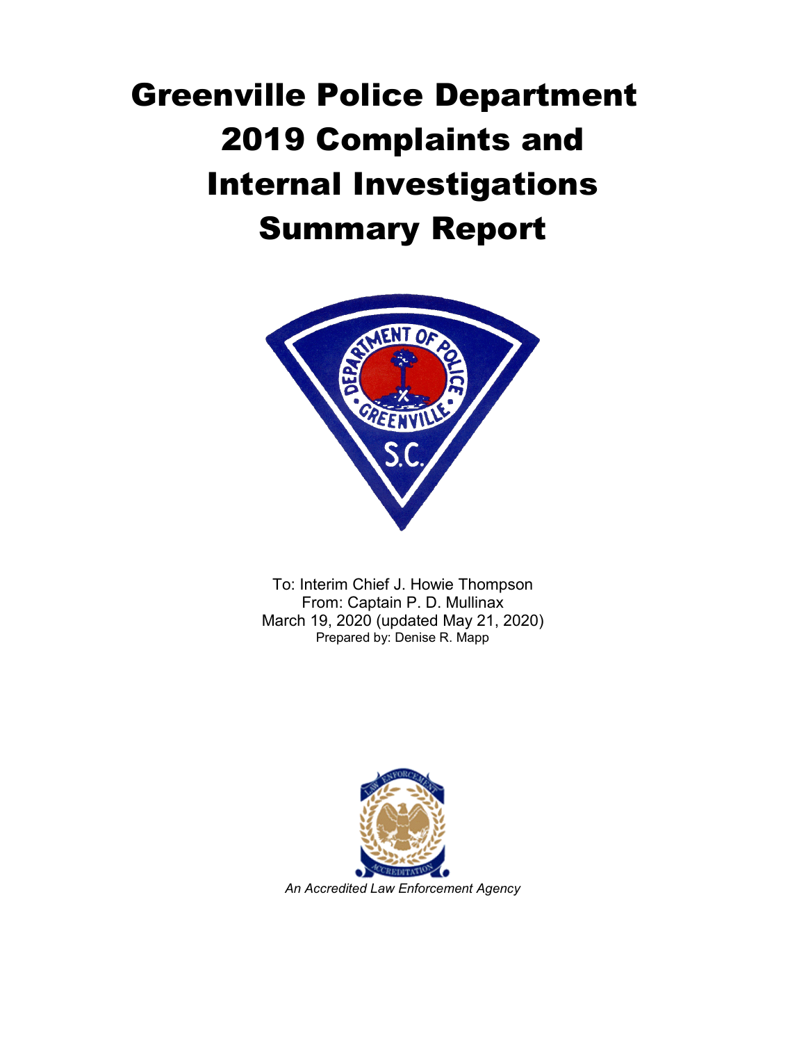# Greenville Police Department 2019 Complaints and Internal Investigations Summary Report

To: Interim Chief J. Howie Thompson
From: Captain P. D. Mullinax
March 19, 2020 (updated May 21, 2020)
Prepared by: Denise R. Mapp

*An Accredited Law Enforcement Agency*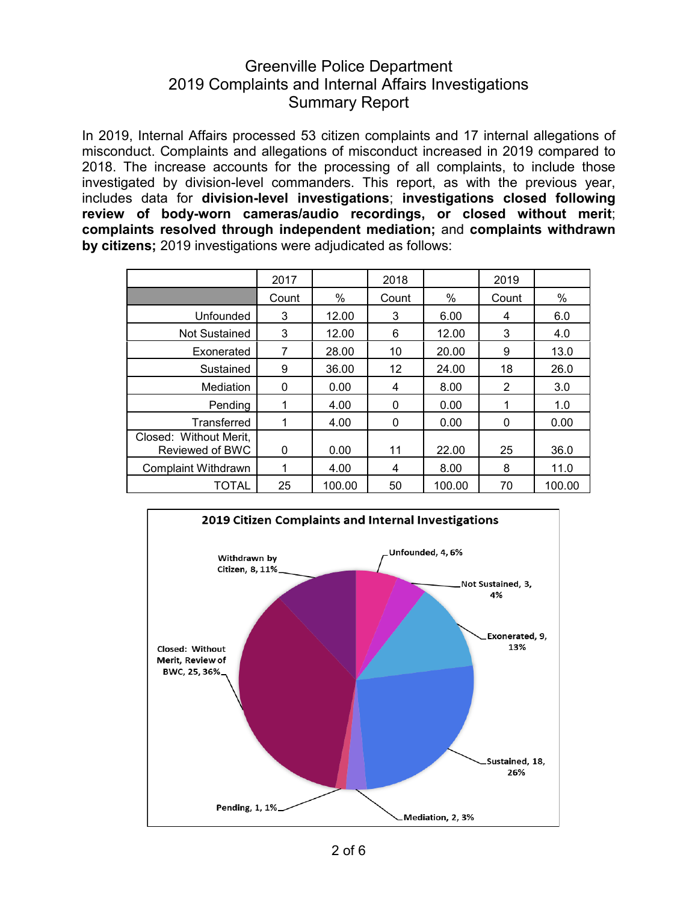# Greenville Police Department
## 2019 Complaints and Internal Affairs Investigations
## Summary Report

In 2019, Internal Affairs processed 53 citizen complaints and 17 internal allegations of misconduct. Complaints and allegations of misconduct increased in 2019 compared to 2018. The increase accounts for the processing of all complaints, to include those investigated by division-level commanders. This report, as with the previous year, includes data for **division-level investigations**; **investigations closed following review of body-worn cameras/audio recordings, or closed without merit**; **complaints resolved through independent mediation;** and **complaints withdrawn by citizens;** 2019 investigations were adjudicated as follows:

| | 2017 | | 2018 | | 2019 | |
|---|---|---|---|---|---|---|
| | Count | % | Count | % | Count | % |
| Unfounded | 3 | 12.00 | 3 | 6.00 | 4 | 6.0 |
| Not Sustained | 3 | 12.00 | 6 | 12.00 | 3 | 4.0 |
| Exonerated | 7 | 28.00 | 10 | 20.00 | 9 | 13.0 |
| Sustained | 9 | 36.00 | 12 | 24.00 | 18 | 26.0 |
| Mediation | 0 | 0.00 | 4 | 8.00 | 2 | 3.0 |
| Pending | 1 | 4.00 | 0 | 0.00 | 1 | 1.0 |
| Transferred | 1 | 4.00 | 0 | 0.00 | 0 | 0.00 |
| Closed: Without Merit, Reviewed of BWC | 0 | 0.00 | 11 | 22.00 | 25 | 36.0 |
| Complaint Withdrawn | 1 | 4.00 | 4 | 8.00 | 8 | 11.0 |
| TOTAL | 25 | 100.00 | 50 | 100.00 | 70 | 100.00 |

**2019 Citizen Complaints and Internal Investigations**

- Unfounded, 4, 6%
- Not Sustained, 3, 4%
- Exonerated, 9, 13%
- Sustained, 18, 26%
- Mediation, 2, 3%
- Pending, 1, 1%
- Closed: Without Merit, Review of BWC, 25, 36%
- Withdrawn by Citizen, 8, 11%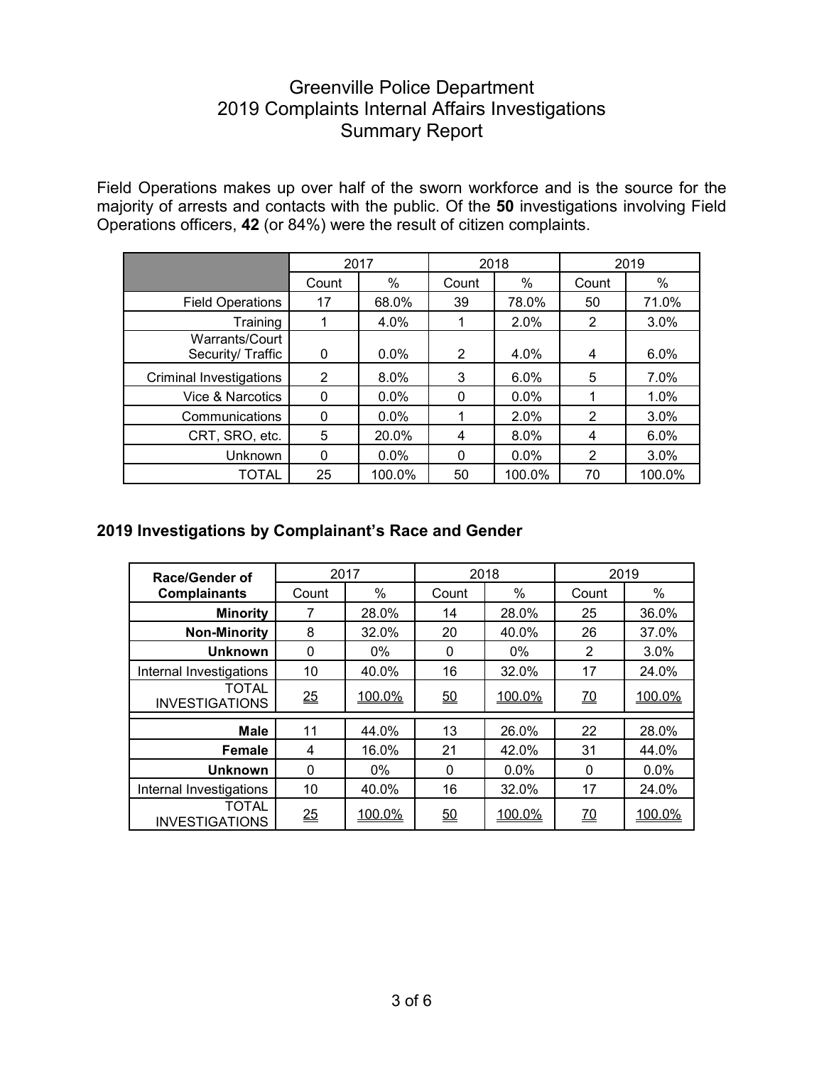# Greenville Police Department
# 2019 Complaints Internal Affairs Investigations
# Summary Report

Field Operations makes up over half of the sworn workforce and is the source for the majority of arrests and contacts with the public. Of the **50** investigations involving Field Operations officers, **42** (or 84%) were the result of citizen complaints.

| | 2017 | | 2018 | | 2019 | |
|---|---|---|---|---|---|---|
| | Count | % | Count | % | Count | % |
| Field Operations | 17 | 68.0% | 39 | 78.0% | 50 | 71.0% |
| Training | 1 | 4.0% | 1 | 2.0% | 2 | 3.0% |
| Warrants/Court Security/ Traffic | 0 | 0.0% | 2 | 4.0% | 4 | 6.0% |
| Criminal Investigations | 2 | 8.0% | 3 | 6.0% | 5 | 7.0% |
| Vice & Narcotics | 0 | 0.0% | 0 | 0.0% | 1 | 1.0% |
| Communications | 0 | 0.0% | 1 | 2.0% | 2 | 3.0% |
| CRT, SRO, etc. | 5 | 20.0% | 4 | 8.0% | 4 | 6.0% |
| Unknown | 0 | 0.0% | 0 | 0.0% | 2 | 3.0% |
| TOTAL | 25 | 100.0% | 50 | 100.0% | 70 | 100.0% |

## 2019 Investigations by Complainant's Race and Gender

| Race/Gender of Complainants | 2017 | | 2018 | | 2019 | |
|---|---|---|---|---|---|---|
| | Count | % | Count | % | Count | % |
| **Minority** | 7 | 28.0% | 14 | 28.0% | 25 | 36.0% |
| **Non-Minority** | 8 | 32.0% | 20 | 40.0% | 26 | 37.0% |
| **Unknown** | 0 | 0% | 0 | 0% | 2 | 3.0% |
| Internal Investigations | 10 | 40.0% | 16 | 32.0% | 17 | 24.0% |
| TOTAL INVESTIGATIONS | 25 | 100.0% | 50 | 100.0% | 70 | 100.0% |
| **Male** | 11 | 44.0% | 13 | 26.0% | 22 | 28.0% |
| **Female** | 4 | 16.0% | 21 | 42.0% | 31 | 44.0% |
| **Unknown** | 0 | 0% | 0 | 0.0% | 0 | 0.0% |
| Internal Investigations | 10 | 40.0% | 16 | 32.0% | 17 | 24.0% |
| TOTAL INVESTIGATIONS | 25 | 100.0% | 50 | 100.0% | 70 | 100.0% |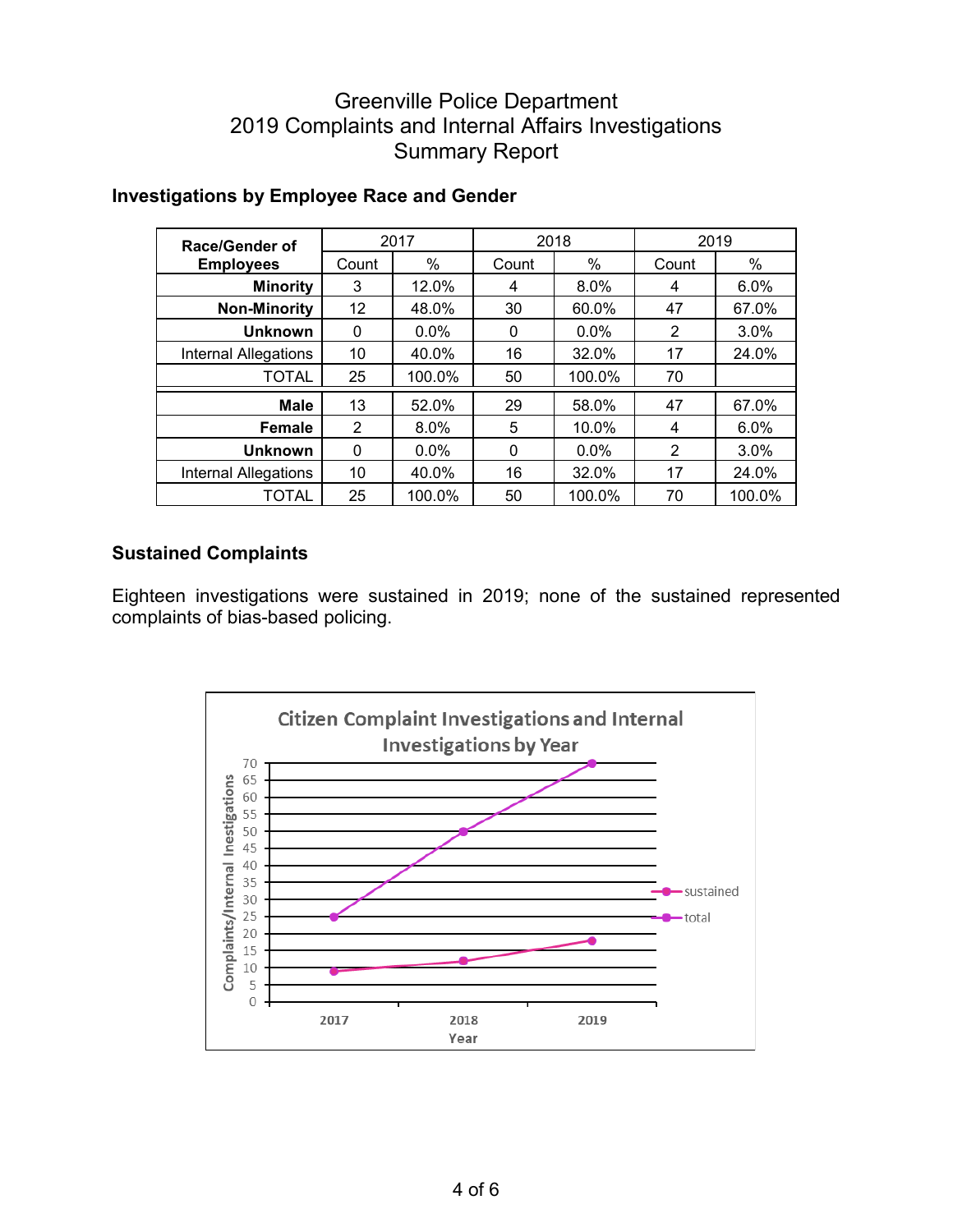# Greenville Police Department
# 2019 Complaints and Internal Affairs Investigations
# Summary Report

## Investigations by Employee Race and Gender

| Race/Gender of Employees | 2017 | | 2018 | | 2019 | |
|---|---|---|---|---|---|---|
| | Count | % | Count | % | Count | % |
| **Minority** | 3 | 12.0% | 4 | 8.0% | 4 | 6.0% |
| **Non-Minority** | 12 | 48.0% | 30 | 60.0% | 47 | 67.0% |
| **Unknown** | 0 | 0.0% | 0 | 0.0% | 2 | 3.0% |
| Internal Allegations | 10 | 40.0% | 16 | 32.0% | 17 | 24.0% |
| TOTAL | 25 | 100.0% | 50 | 100.0% | 70 | |
| **Male** | 13 | 52.0% | 29 | 58.0% | 47 | 67.0% |
| **Female** | 2 | 8.0% | 5 | 10.0% | 4 | 6.0% |
| **Unknown** | 0 | 0.0% | 0 | 0.0% | 2 | 3.0% |
| Internal Allegations | 10 | 40.0% | 16 | 32.0% | 17 | 24.0% |
| TOTAL | 25 | 100.0% | 50 | 100.0% | 70 | 100.0% |

## Sustained Complaints

Eighteen investigations were sustained in 2019; none of the sustained represented complaints of bias-based policing.

**Citizen Complaint Investigations and Internal Investigations by Year**

| Year | sustained | total |
|---|---|---|
| 2017 | 9 | 25 |
| 2018 | 12 | 50 |
| 2019 | 18 | 70 |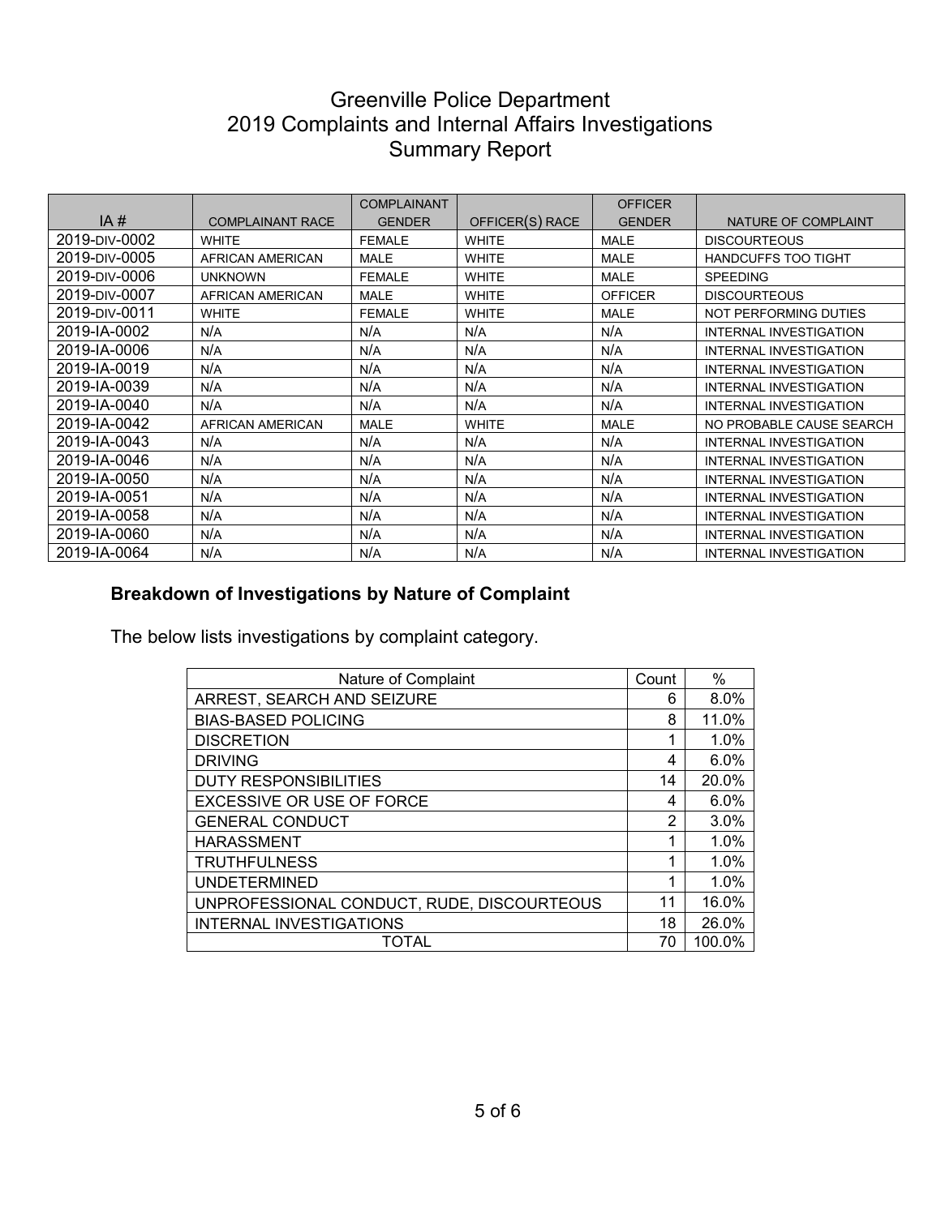# Greenville Police Department
# 2019 Complaints and Internal Affairs Investigations
# Summary Report

| IA # | COMPLAINANT RACE | COMPLAINANT GENDER | OFFICER(S) RACE | OFFICER GENDER | NATURE OF COMPLAINT |
|---|---|---|---|---|---|
| 2019-DIV-0002 | WHITE | FEMALE | WHITE | MALE | DISCOURTEOUS |
| 2019-DIV-0005 | AFRICAN AMERICAN | MALE | WHITE | MALE | HANDCUFFS TOO TIGHT |
| 2019-DIV-0006 | UNKNOWN | FEMALE | WHITE | MALE | SPEEDING |
| 2019-DIV-0007 | AFRICAN AMERICAN | MALE | WHITE | OFFICER | DISCOURTEOUS |
| 2019-DIV-0011 | WHITE | FEMALE | WHITE | MALE | NOT PERFORMING DUTIES |
| 2019-IA-0002 | N/A | N/A | N/A | N/A | INTERNAL INVESTIGATION |
| 2019-IA-0006 | N/A | N/A | N/A | N/A | INTERNAL INVESTIGATION |
| 2019-IA-0019 | N/A | N/A | N/A | N/A | INTERNAL INVESTIGATION |
| 2019-IA-0039 | N/A | N/A | N/A | N/A | INTERNAL INVESTIGATION |
| 2019-IA-0040 | N/A | N/A | N/A | N/A | INTERNAL INVESTIGATION |
| 2019-IA-0042 | AFRICAN AMERICAN | MALE | WHITE | MALE | NO PROBABLE CAUSE SEARCH |
| 2019-IA-0043 | N/A | N/A | N/A | N/A | INTERNAL INVESTIGATION |
| 2019-IA-0046 | N/A | N/A | N/A | N/A | INTERNAL INVESTIGATION |
| 2019-IA-0050 | N/A | N/A | N/A | N/A | INTERNAL INVESTIGATION |
| 2019-IA-0051 | N/A | N/A | N/A | N/A | INTERNAL INVESTIGATION |
| 2019-IA-0058 | N/A | N/A | N/A | N/A | INTERNAL INVESTIGATION |
| 2019-IA-0060 | N/A | N/A | N/A | N/A | INTERNAL INVESTIGATION |
| 2019-IA-0064 | N/A | N/A | N/A | N/A | INTERNAL INVESTIGATION |

### Breakdown of Investigations by Nature of Complaint

The below lists investigations by complaint category.

| Nature of Complaint | Count | % |
|---|---|---|
| ARREST, SEARCH AND SEIZURE | 6 | 8.0% |
| BIAS-BASED POLICING | 8 | 11.0% |
| DISCRETION | 1 | 1.0% |
| DRIVING | 4 | 6.0% |
| DUTY RESPONSIBILITIES | 14 | 20.0% |
| EXCESSIVE OR USE OF FORCE | 4 | 6.0% |
| GENERAL CONDUCT | 2 | 3.0% |
| HARASSMENT | 1 | 1.0% |
| TRUTHFULNESS | 1 | 1.0% |
| UNDETERMINED | 1 | 1.0% |
| UNPROFESSIONAL CONDUCT, RUDE, DISCOURTEOUS | 11 | 16.0% |
| INTERNAL INVESTIGATIONS | 18 | 26.0% |
| TOTAL | 70 | 100.0% |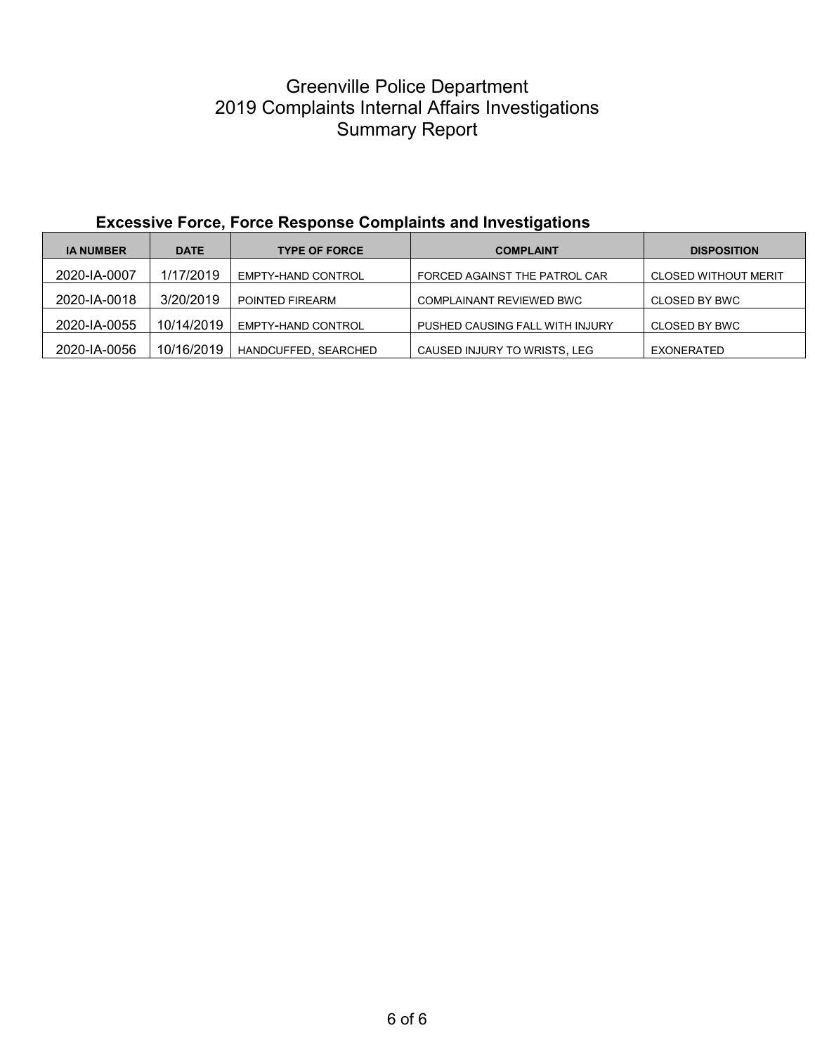# Greenville Police Department
# 2019 Complaints Internal Affairs Investigations
# Summary Report

### Excessive Force, Force Response Complaints and Investigations

| IA NUMBER | DATE | TYPE OF FORCE | COMPLAINT | DISPOSITION |
|---|---|---|---|---|
| 2020-IA-0007 | 1/17/2019 | EMPTY-HAND CONTROL | FORCED AGAINST THE PATROL CAR | CLOSED WITHOUT MERIT |
| 2020-IA-0018 | 3/20/2019 | POINTED FIREARM | COMPLAINANT REVIEWED BWC | CLOSED BY BWC |
| 2020-IA-0055 | 10/14/2019 | EMPTY-HAND CONTROL | PUSHED CAUSING FALL WITH INJURY | CLOSED BY BWC |
| 2020-IA-0056 | 10/16/2019 | HANDCUFFED, SEARCHED | CAUSED INJURY TO WRISTS, LEG | EXONERATED |